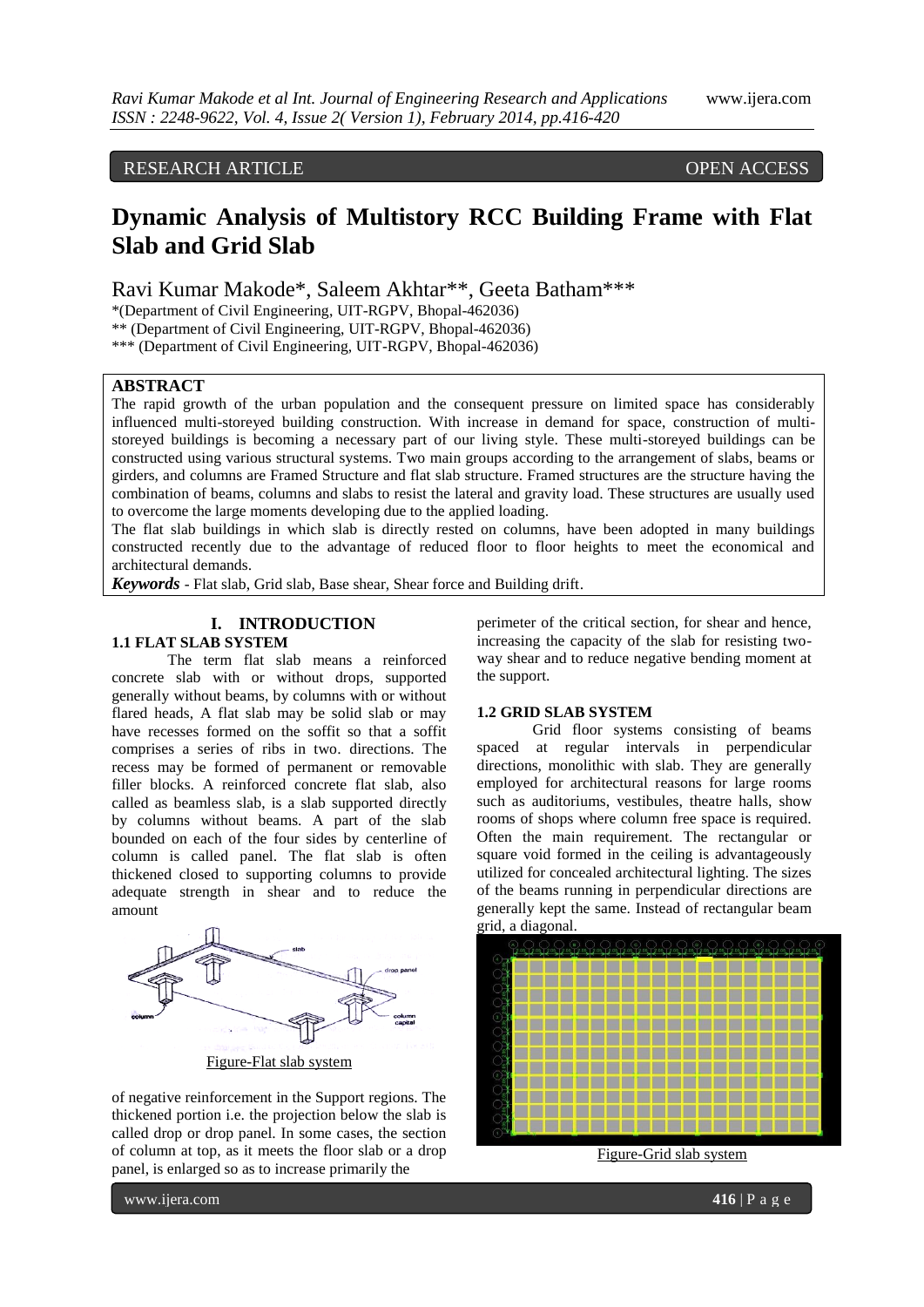RESEARCH ARTICLE OPEN ACCESS

# Dynamic Analysis of Multistory RCC Building Frame with Flat Slab and Grid Slab

Ravi Kumar Makode*, Saleem Akhtar**, Geeta Batham***

*(Department of Civil Engineering, UIT-RGPV, Bhopal-462036)
** (Department of Civil Engineering, UIT-RGPV, Bhopal-462036)
*** (Department of Civil Engineering, UIT-RGPV, Bhopal-462036)

## ABSTRACT

The rapid growth of the urban population and the consequent pressure on limited space has considerably influenced multi-storeyed building construction. With increase in demand for space, construction of multi-storeyed buildings is becoming a necessary part of our living style. These multi-storeyed buildings can be constructed using various structural systems. Two main groups according to the arrangement of slabs, beams or girders, and columns are Framed Structure and flat slab structure. Framed structures are the structure having the combination of beams, columns and slabs to resist the lateral and gravity load. These structures are usually used to overcome the large moments developing due to the applied loading.

The flat slab buildings in which slab is directly rested on columns, have been adopted in many buildings constructed recently due to the advantage of reduced floor to floor heights to meet the economical and architectural demands.

***Keywords*** - Flat slab, Grid slab, Base shear, Shear force and Building drift.

## I. INTRODUCTION

### 1.1 FLAT SLAB SYSTEM

The term flat slab means a reinforced concrete slab with or without drops, supported generally without beams, by columns with or without flared heads, A flat slab may be solid slab or may have recesses formed on the soffit so that a soffit comprises a series of ribs in two. directions. The recess may be formed of permanent or removable filler blocks. A reinforced concrete flat slab, also called as beamless slab, is a slab supported directly by columns without beams. A part of the slab bounded on each of the four sides by centerline of column is called panel. The flat slab is often thickened closed to supporting columns to provide adequate strength in shear and to reduce the amount of negative reinforcement in the Support regions. The thickened portion i.e. the projection below the slab is called drop or drop panel. In some cases, the section of column at top, as it meets the floor slab or a drop panel, is enlarged so as to increase primarily the perimeter of the critical section, for shear and hence, increasing the capacity of the slab for resisting two-way shear and to reduce negative bending moment at the support.

Figure-Flat slab system

### 1.2 GRID SLAB SYSTEM

Grid floor systems consisting of beams spaced at regular intervals in perpendicular directions, monolithic with slab. They are generally employed for architectural reasons for large rooms such as auditoriums, vestibules, theatre halls, show rooms of shops where column free space is required. Often the main requirement. The rectangular or square void formed in the ceiling is advantageously utilized for concealed architectural lighting. The sizes of the beams running in perpendicular directions are generally kept the same. Instead of rectangular beam grid, a diagonal.

Figure-Grid slab system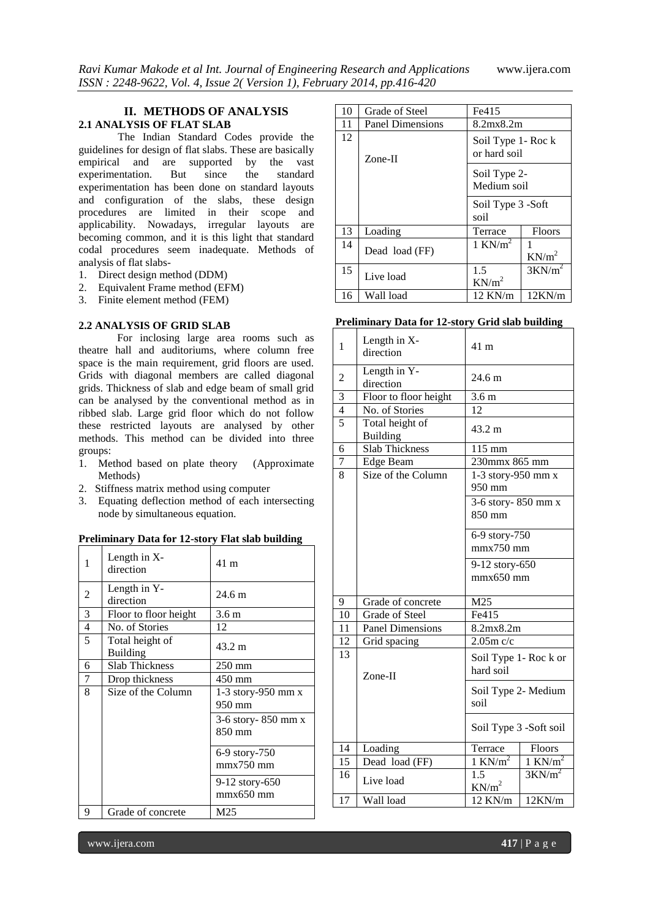## II. METHODS OF ANALYSIS

### 2.1 ANALYSIS OF FLAT SLAB

The Indian Standard Codes provide the guidelines for design of flat slabs. These are basically empirical and are supported by the vast experimentation. But since the standard experimentation has been done on standard layouts and configuration of the slabs, these design procedures are limited in their scope and applicability. Nowadays, irregular layouts are becoming common, and it is this light that standard codal procedures seem inadequate. Methods of analysis of flat slabs-

1. Direct design method (DDM)
2. Equivalent Frame method (EFM)
3. Finite element method (FEM)

### 2.2 ANALYSIS OF GRID SLAB

For inclosing large area rooms such as theatre hall and auditoriums, where column free space is the main requirement, grid floors are used. Grids with diagonal members are called diagonal grids. Thickness of slab and edge beam of small grid can be analysed by the conventional method as in ribbed slab. Large grid floor which do not follow these restricted layouts are analysed by other methods. This method can be divided into three groups:

1. Method based on plate theory (Approximate Methods)
2. Stiffness matrix method using computer
3. Equating deflection method of each intersecting node by simultaneous equation.

**Preliminary Data for 12-story Flat slab building**

| | | | |
|---|---|---|---|
| 1 | Length in X-direction | 41 m | |
| 2 | Length in Y-direction | 24.6 m | |
| 3 | Floor to floor height | 3.6 m | |
| 4 | No. of Stories | 12 | |
| 5 | Total height of Building | 43.2 m | |
| 6 | Slab Thickness | 250 mm | |
| 7 | Drop thickness | 450 mm | |
| 8 | Size of the Column | 1-3 story-950 mm x 950 mm | |
| | | 3-6 story- 850 mm x 850 mm | |
| | | 6-9 story-750 mmx750 mm | |
| | | 9-12 story-650 mmx650 mm | |
| 9 | Grade of concrete | M25 | |
| 10 | Grade of Steel | Fe415 | |
| 11 | Panel Dimensions | 8.2mx8.2m | |
| 12 | Zone-II | Soil Type 1- Roc k or hard soil | |
| | | Soil Type 2- Medium soil | |
| | | Soil Type 3 -Soft soil | |
| 13 | Loading | Terrace | Floors |
| 14 | Dead load (FF) | 1 $KN/m^2$ | 1 $KN/m^2$ |
| 15 | Live load | 1.5 $KN/m^2$ | 3$KN/m^2$ |
| 16 | Wall load | 12 KN/m | 12KN/m |

**Preliminary Data for 12-story Grid slab building**

| | | | |
|---|---|---|---|
| 1 | Length in X-direction | 41 m | |
| 2 | Length in Y-direction | 24.6 m | |
| 3 | Floor to floor height | 3.6 m | |
| 4 | No. of Stories | 12 | |
| 5 | Total height of Building | 43.2 m | |
| 6 | Slab Thickness | 115 mm | |
| 7 | Edge Beam | 230mmx 865 mm | |
| 8 | Size of the Column | 1-3 story-950 mm x 950 mm | |
| | | 3-6 story- 850 mm x 850 mm | |
| | | 6-9 story-750 mmx750 mm | |
| | | 9-12 story-650 mmx650 mm | |
| 9 | Grade of concrete | M25 | |
| 10 | Grade of Steel | Fe415 | |
| 11 | Panel Dimensions | 8.2mx8.2m | |
| 12 | Grid spacing | 2.05m c/c | |
| 13 | Zone-II | Soil Type 1- Roc k or hard soil | |
| | | Soil Type 2- Medium soil | |
| | | Soil Type 3 -Soft soil | |
| 14 | Loading | Terrace | Floors |
| 15 | Dead load (FF) | 1 $KN/m^2$ | 1 $KN/m^2$ |
| 16 | Live load | 1.5 $KN/m^2$ | 3$KN/m^2$ |
| 17 | Wall load | 12 KN/m | 12KN/m |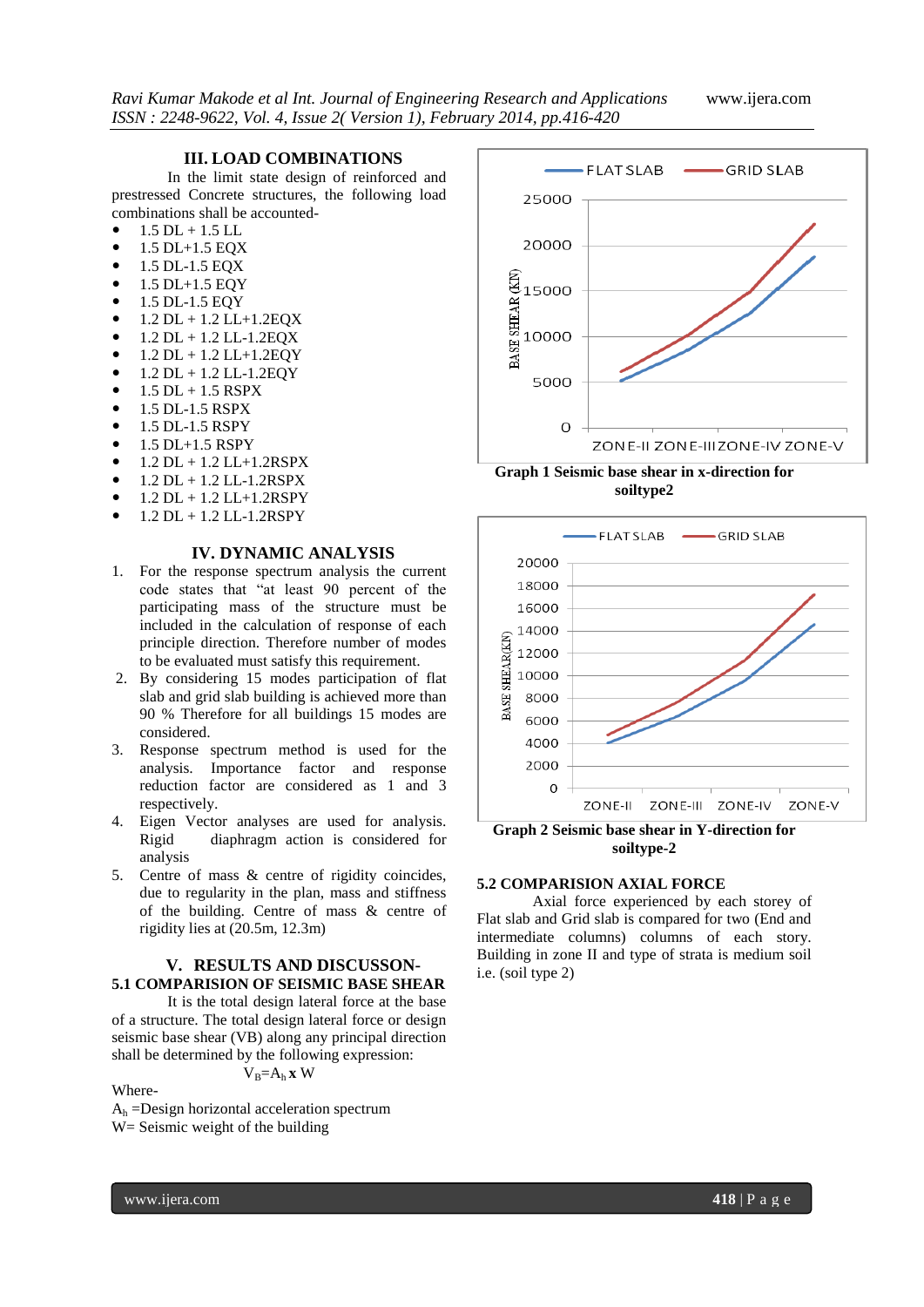## III. LOAD COMBINATIONS

In the limit state design of reinforced and prestressed Concrete structures, the following load combinations shall be accounted-

- 1.5 DL + 1.5 LL
- 1.5 DL+1.5 EQX
- 1.5 DL-1.5 EQX
- 1.5 DL+1.5 EQY
- 1.5 DL-1.5 EQY
- 1.2 DL + 1.2 LL+1.2EQX
- 1.2 DL + 1.2 LL-1.2EQX
- 1.2 DL + 1.2 LL+1.2EQY
- 1.2 DL + 1.2 LL-1.2EQY
- 1.5 DL + 1.5 RSPX
- 1.5 DL-1.5 RSPX
- 1.5 DL-1.5 RSPY
- 1.5 DL+1.5 RSPY
- 1.2 DL + 1.2 LL+1.2RSPX
- 1.2 DL + 1.2 LL-1.2RSPX
- 1.2 DL + 1.2 LL+1.2RSPY
- 1.2 DL + 1.2 LL-1.2RSPY

## IV. DYNAMIC ANALYSIS

1. For the response spectrum analysis the current code states that "at least 90 percent of the participating mass of the structure must be included in the calculation of response of each principle direction. Therefore number of modes to be evaluated must satisfy this requirement.
2. By considering 15 modes participation of flat slab and grid slab building is achieved more than 90 % Therefore for all buildings 15 modes are considered.
3. Response spectrum method is used for the analysis. Importance factor and response reduction factor are considered as 1 and 3 respectively.
4. Eigen Vector analyses are used for analysis. Rigid diaphragm action is considered for analysis
5. Centre of mass & centre of rigidity coincides, due to regularity in the plan, mass and stiffness of the building. Centre of mass & centre of rigidity lies at (20.5m, 12.3m)

## V. RESULTS AND DISCUSSON-

### 5.1 COMPARISION OF SEISMIC BASE SHEAR

It is the total design lateral force at the base of a structure. The total design lateral force or design seismic base shear (VB) along any principal direction shall be determined by the following expression:

$$V_B = A_h \times W$$

Where-

$A_h$ =Design horizontal acceleration spectrum

W= Seismic weight of the building

**Graph 1 Seismic base shear in x-direction for soiltype2**

**Graph 2 Seismic base shear in Y-direction for soiltype-2**

### 5.2 COMPARISION AXIAL FORCE

Axial force experienced by each storey of Flat slab and Grid slab is compared for two (End and intermediate columns) columns of each story. Building in zone II and type of strata is medium soil i.e. (soil type 2)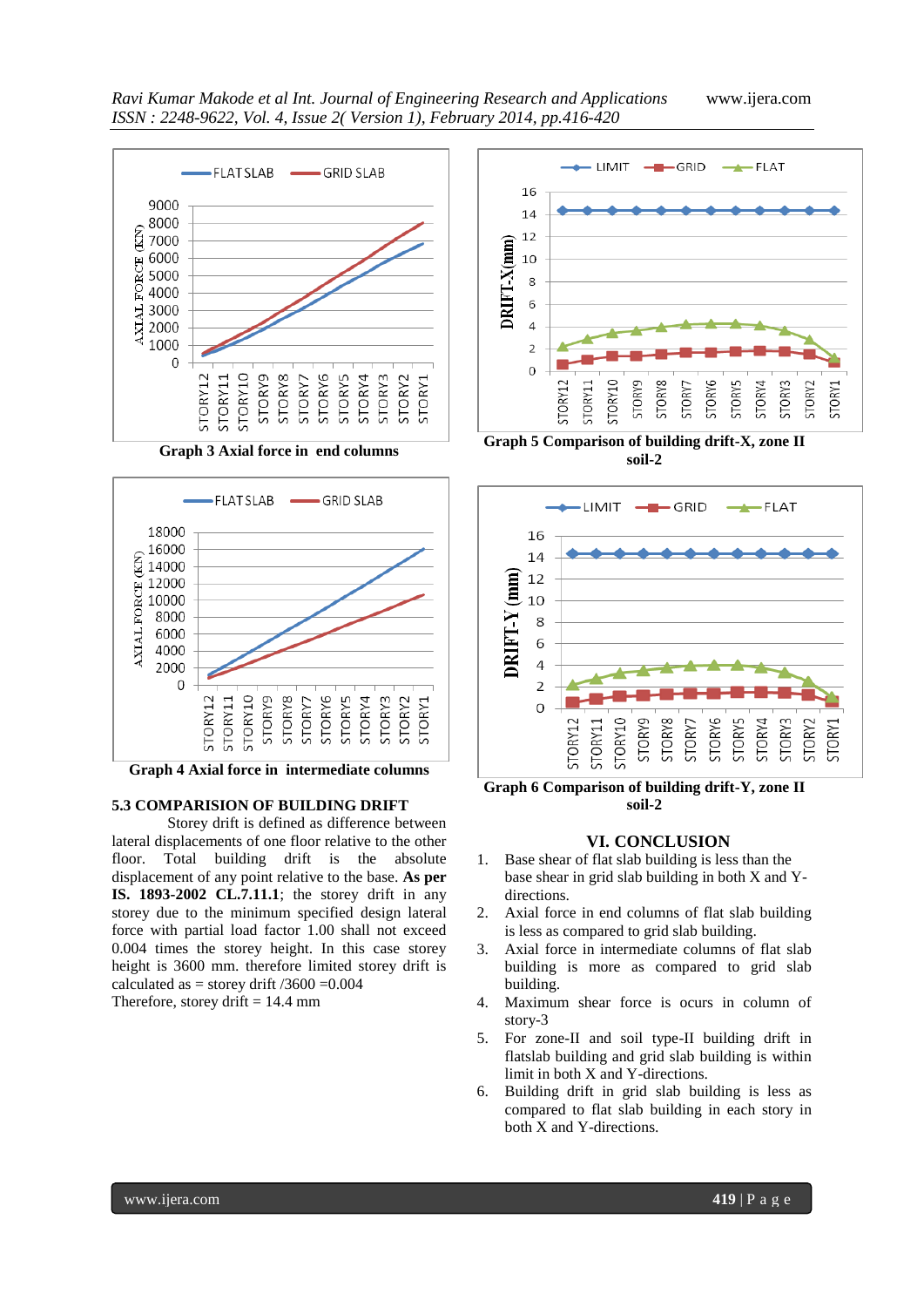Graph 3 Axial force in end columns

Graph 4 Axial force in intermediate columns

### 5.3 COMPARISION OF BUILDING DRIFT

Storey drift is defined as difference between lateral displacements of one floor relative to the other floor. Total building drift is the absolute displacement of any point relative to the base. **As per IS. 1893-2002 CL.7.11.1**; the storey drift in any storey due to the minimum specified design lateral force with partial load factor 1.00 shall not exceed 0.004 times the storey height. In this case storey height is 3600 mm. therefore limited storey drift is calculated as = storey drift /3600 =0.004

Therefore, storey drift = 14.4 mm

Graph 5 Comparison of building drift-X, zone II soil-2

Graph 6 Comparison of building drift-Y, zone II soil-2

## VI. CONCLUSION

1. Base shear of flat slab building is less than the base shear in grid slab building in both X and Y-directions.
2. Axial force in end columns of flat slab building is less as compared to grid slab building.
3. Axial force in intermediate columns of flat slab building is more as compared to grid slab building.
4. Maximum shear force is ocurs in column of story-3
5. For zone-II and soil type-II building drift in flatslab building and grid slab building is within limit in both X and Y-directions.
6. Building drift in grid slab building is less as compared to flat slab building in each story in both X and Y-directions.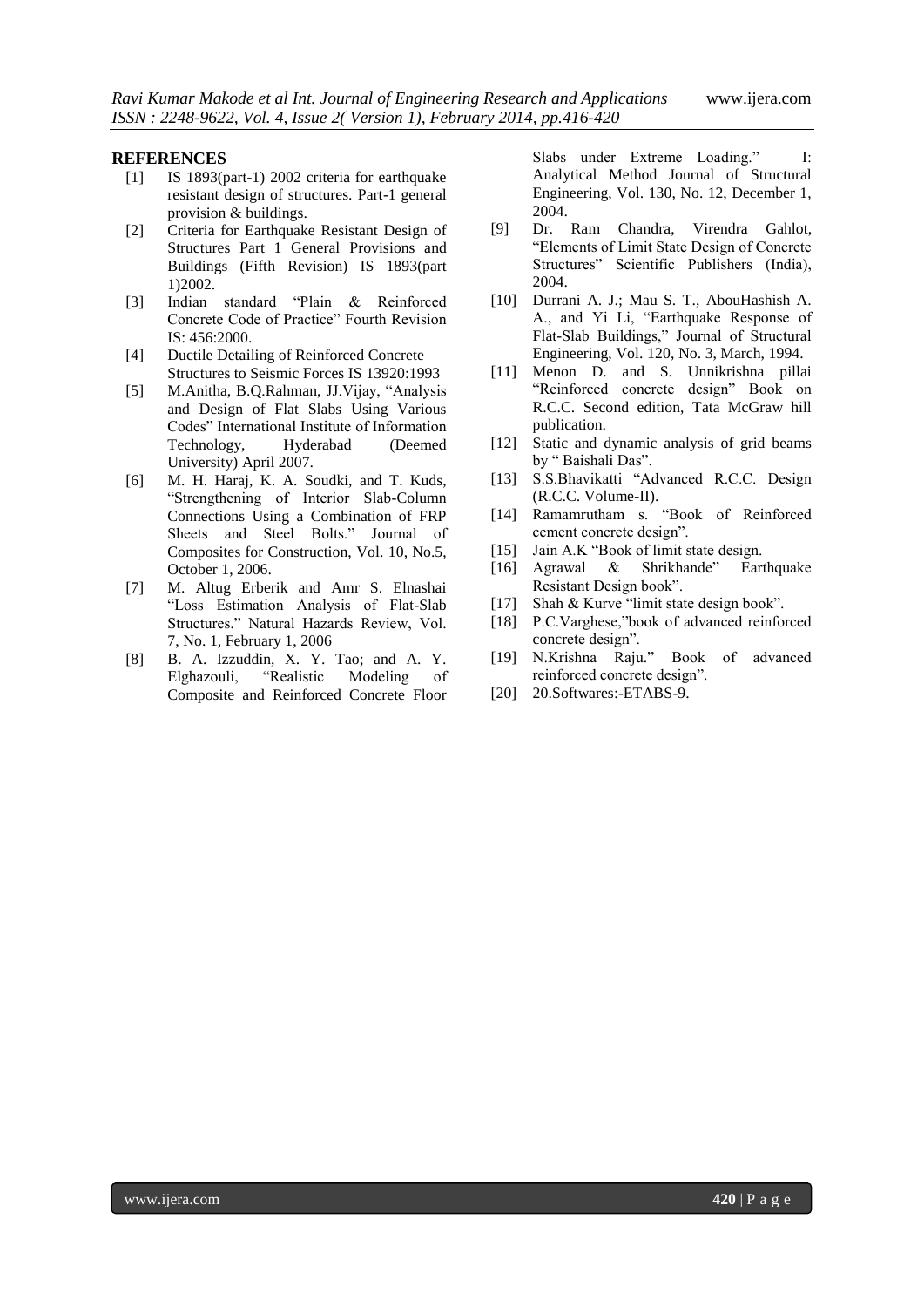## REFERENCES

[1] IS 1893(part-1) 2002 criteria for earthquake resistant design of structures. Part-1 general provision & buildings.

[2] Criteria for Earthquake Resistant Design of Structures Part 1 General Provisions and Buildings (Fifth Revision) IS 1893(part 1)2002.

[3] Indian standard "Plain & Reinforced Concrete Code of Practice" Fourth Revision IS: 456:2000.

[4] Ductile Detailing of Reinforced Concrete Structures to Seismic Forces IS 13920:1993

[5] M.Anitha, B.Q.Rahman, JJ.Vijay, "Analysis and Design of Flat Slabs Using Various Codes" International Institute of Information Technology, Hyderabad (Deemed University) April 2007.

[6] M. H. Haraj, K. A. Soudki, and T. Kuds, "Strengthening of Interior Slab-Column Connections Using a Combination of FRP Sheets and Steel Bolts." Journal of Composites for Construction, Vol. 10, No.5, October 1, 2006.

[7] M. Altug Erberik and Amr S. Elnashai "Loss Estimation Analysis of Flat-Slab Structures." Natural Hazards Review, Vol. 7, No. 1, February 1, 2006

[8] B. A. Izzuddin, X. Y. Tao; and A. Y. Elghazouli, "Realistic Modeling of Composite and Reinforced Concrete Floor Slabs under Extreme Loading." I: Analytical Method Journal of Structural Engineering, Vol. 130, No. 12, December 1, 2004.

[9] Dr. Ram Chandra, Virendra Gahlot, "Elements of Limit State Design of Concrete Structures" Scientific Publishers (India), 2004.

[10] Durrani A. J.; Mau S. T., AbouHashish A. A., and Yi Li, "Earthquake Response of Flat-Slab Buildings," Journal of Structural Engineering, Vol. 120, No. 3, March, 1994.

[11] Menon D. and S. Unnikrishna pillai "Reinforced concrete design" Book on R.C.C. Second edition, Tata McGraw hill publication.

[12] Static and dynamic analysis of grid beams by " Baishali Das".

[13] S.S.Bhavikatti "Advanced R.C.C. Design (R.C.C. Volume-II).

[14] Ramamrutham s. "Book of Reinforced cement concrete design".

[15] Jain A.K "Book of limit state design.

[16] Agrawal & Shrikhande" Earthquake Resistant Design book".

[17] Shah & Kurve "limit state design book".

[18] P.C.Varghese,"book of advanced reinforced concrete design".

[19] N.Krishna Raju." Book of advanced reinforced concrete design".

[20] 20.Softwares:-ETABS-9.